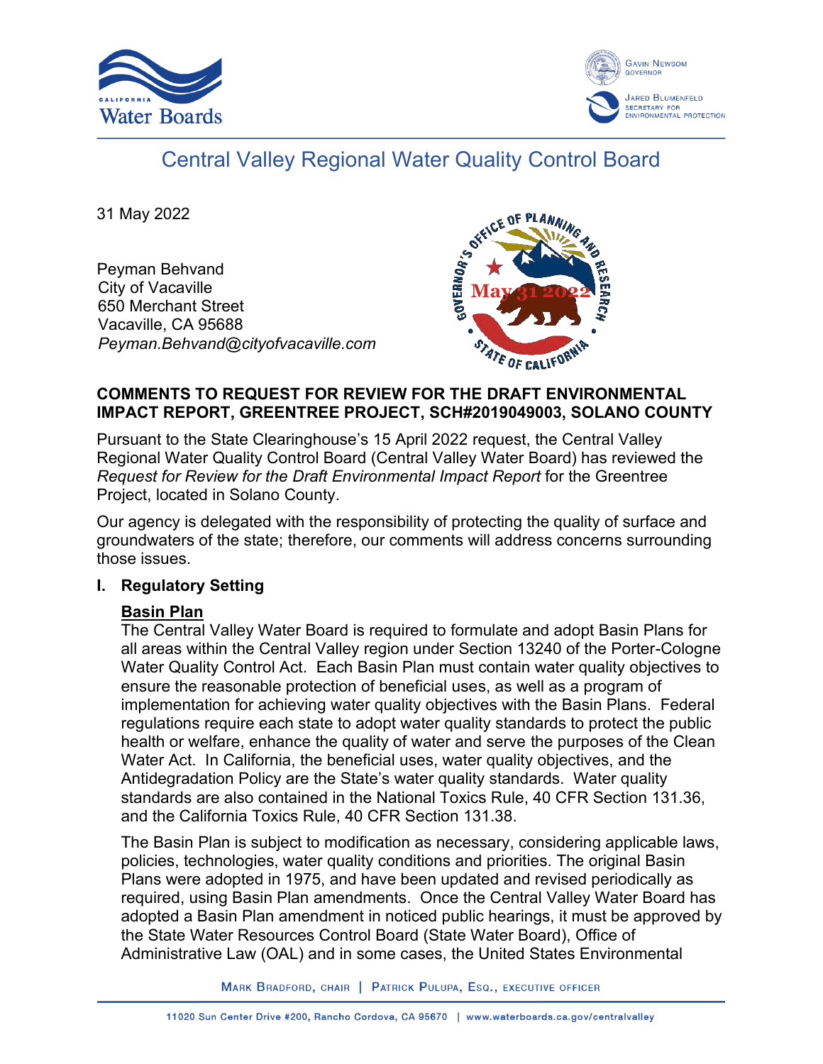# Central Valley Regional Water Quality Control Board

31 May 2022

Peyman Behvand
City of Vacaville
650 Merchant Street
Vacaville, CA 95688
*Peyman.Behvand@cityofvacaville.com*

**COMMENTS TO REQUEST FOR REVIEW FOR THE DRAFT ENVIRONMENTAL IMPACT REPORT, GREENTREE PROJECT, SCH#2019049003, SOLANO COUNTY**

Pursuant to the State Clearinghouse's 15 April 2022 request, the Central Valley Regional Water Quality Control Board (Central Valley Water Board) has reviewed the *Request for Review for the Draft Environmental Impact Report* for the Greentree Project, located in Solano County.

Our agency is delegated with the responsibility of protecting the quality of surface and groundwaters of the state; therefore, our comments will address concerns surrounding those issues.

## I. Regulatory Setting

### Basin Plan

The Central Valley Water Board is required to formulate and adopt Basin Plans for all areas within the Central Valley region under Section 13240 of the Porter-Cologne Water Quality Control Act. Each Basin Plan must contain water quality objectives to ensure the reasonable protection of beneficial uses, as well as a program of implementation for achieving water quality objectives with the Basin Plans. Federal regulations require each state to adopt water quality standards to protect the public health or welfare, enhance the quality of water and serve the purposes of the Clean Water Act. In California, the beneficial uses, water quality objectives, and the Antidegradation Policy are the State's water quality standards. Water quality standards are also contained in the National Toxics Rule, 40 CFR Section 131.36, and the California Toxics Rule, 40 CFR Section 131.38.

The Basin Plan is subject to modification as necessary, considering applicable laws, policies, technologies, water quality conditions and priorities. The original Basin Plans were adopted in 1975, and have been updated and revised periodically as required, using Basin Plan amendments. Once the Central Valley Water Board has adopted a Basin Plan amendment in noticed public hearings, it must be approved by the State Water Resources Control Board (State Water Board), Office of Administrative Law (OAL) and in some cases, the United States Environmental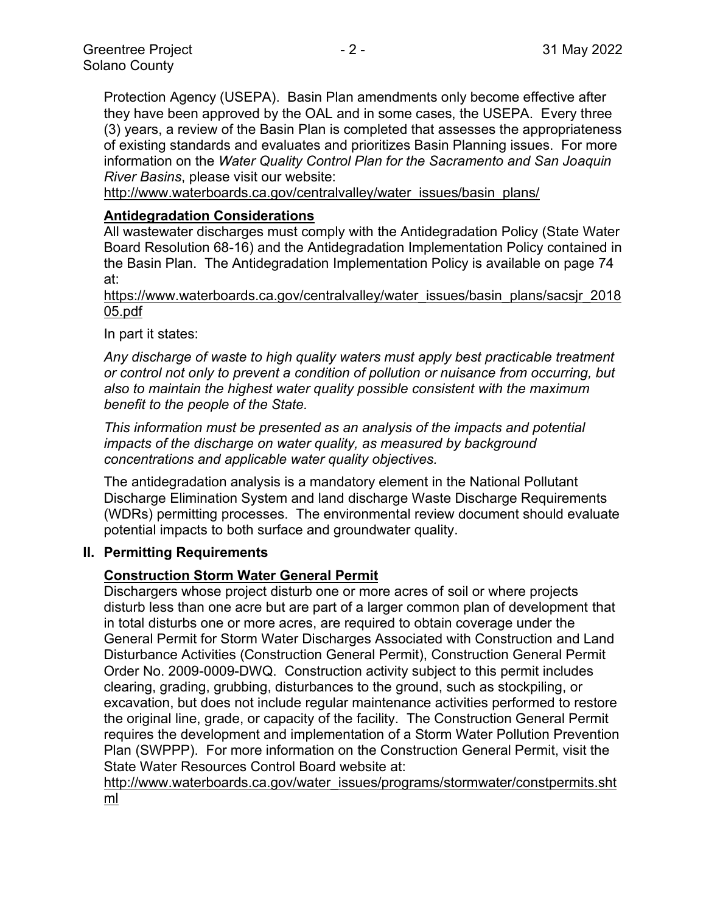Protection Agency (USEPA). Basin Plan amendments only become effective after they have been approved by the OAL and in some cases, the USEPA. Every three (3) years, a review of the Basin Plan is completed that assesses the appropriateness of existing standards and evaluates and prioritizes Basin Planning issues. For more information on the *Water Quality Control Plan for the Sacramento and San Joaquin River Basins*, please visit our website:
http://www.waterboards.ca.gov/centralvalley/water_issues/basin_plans/

**Antidegradation Considerations**

All wastewater discharges must comply with the Antidegradation Policy (State Water Board Resolution 68-16) and the Antidegradation Implementation Policy contained in the Basin Plan. The Antidegradation Implementation Policy is available on page 74 at:
https://www.waterboards.ca.gov/centralvalley/water_issues/basin_plans/sacsjr_201805.pdf

In part it states:

*Any discharge of waste to high quality waters must apply best practicable treatment or control not only to prevent a condition of pollution or nuisance from occurring, but also to maintain the highest water quality possible consistent with the maximum benefit to the people of the State.*

*This information must be presented as an analysis of the impacts and potential impacts of the discharge on water quality, as measured by background concentrations and applicable water quality objectives.*

The antidegradation analysis is a mandatory element in the National Pollutant Discharge Elimination System and land discharge Waste Discharge Requirements (WDRs) permitting processes. The environmental review document should evaluate potential impacts to both surface and groundwater quality.

## II. Permitting Requirements

**Construction Storm Water General Permit**

Dischargers whose project disturb one or more acres of soil or where projects disturb less than one acre but are part of a larger common plan of development that in total disturbs one or more acres, are required to obtain coverage under the General Permit for Storm Water Discharges Associated with Construction and Land Disturbance Activities (Construction General Permit), Construction General Permit Order No. 2009-0009-DWQ. Construction activity subject to this permit includes clearing, grading, grubbing, disturbances to the ground, such as stockpiling, or excavation, but does not include regular maintenance activities performed to restore the original line, grade, or capacity of the facility. The Construction General Permit requires the development and implementation of a Storm Water Pollution Prevention Plan (SWPPP). For more information on the Construction General Permit, visit the State Water Resources Control Board website at:
http://www.waterboards.ca.gov/water_issues/programs/stormwater/constpermits.shtml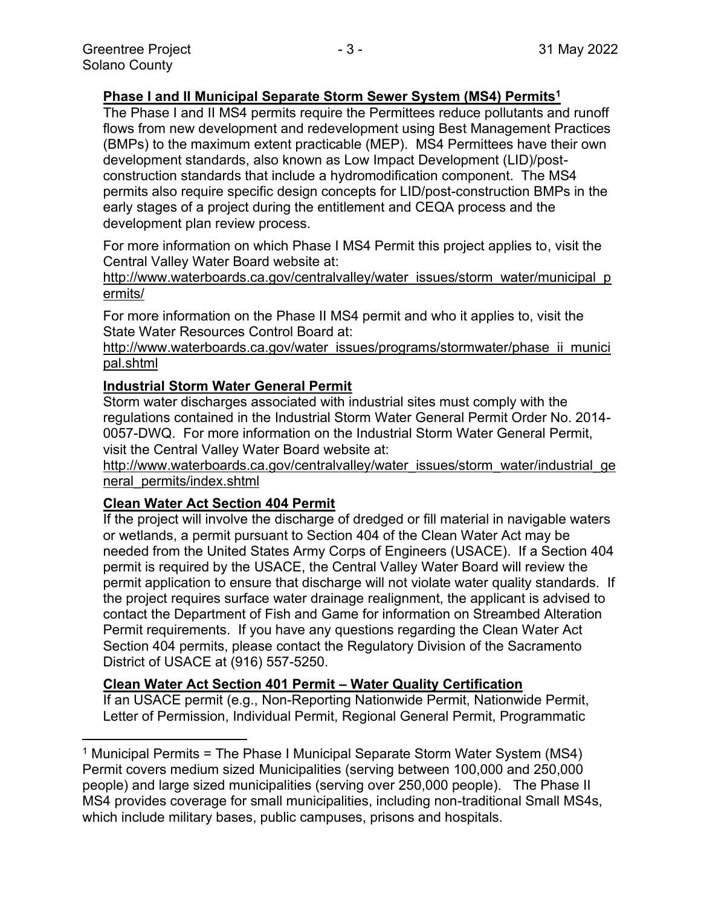**Phase I and II Municipal Separate Storm Sewer System (MS4) Permits[1]**

The Phase I and II MS4 permits require the Permittees reduce pollutants and runoff flows from new development and redevelopment using Best Management Practices (BMPs) to the maximum extent practicable (MEP). MS4 Permittees have their own development standards, also known as Low Impact Development (LID)/post-construction standards that include a hydromodification component. The MS4 permits also require specific design concepts for LID/post-construction BMPs in the early stages of a project during the entitlement and CEQA process and the development plan review process.

For more information on which Phase I MS4 Permit this project applies to, visit the Central Valley Water Board website at:
http://www.waterboards.ca.gov/centralvalley/water_issues/storm_water/municipal_permits/

For more information on the Phase II MS4 permit and who it applies to, visit the State Water Resources Control Board at:
http://www.waterboards.ca.gov/water_issues/programs/stormwater/phase_ii_municipal.shtml

**Industrial Storm Water General Permit**

Storm water discharges associated with industrial sites must comply with the regulations contained in the Industrial Storm Water General Permit Order No. 2014-0057-DWQ. For more information on the Industrial Storm Water General Permit, visit the Central Valley Water Board website at:
http://www.waterboards.ca.gov/centralvalley/water_issues/storm_water/industrial_general_permits/index.shtml

**Clean Water Act Section 404 Permit**

If the project will involve the discharge of dredged or fill material in navigable waters or wetlands, a permit pursuant to Section 404 of the Clean Water Act may be needed from the United States Army Corps of Engineers (USACE). If a Section 404 permit is required by the USACE, the Central Valley Water Board will review the permit application to ensure that discharge will not violate water quality standards. If the project requires surface water drainage realignment, the applicant is advised to contact the Department of Fish and Game for information on Streambed Alteration Permit requirements. If you have any questions regarding the Clean Water Act Section 404 permits, please contact the Regulatory Division of the Sacramento District of USACE at (916) 557-5250.

**Clean Water Act Section 401 Permit – Water Quality Certification**

If an USACE permit (e.g., Non-Reporting Nationwide Permit, Nationwide Permit, Letter of Permission, Individual Permit, Regional General Permit, Programmatic

---

[1] Municipal Permits = The Phase I Municipal Separate Storm Water System (MS4) Permit covers medium sized Municipalities (serving between 100,000 and 250,000 people) and large sized municipalities (serving over 250,000 people). The Phase II MS4 provides coverage for small municipalities, including non-traditional Small MS4s, which include military bases, public campuses, prisons and hospitals.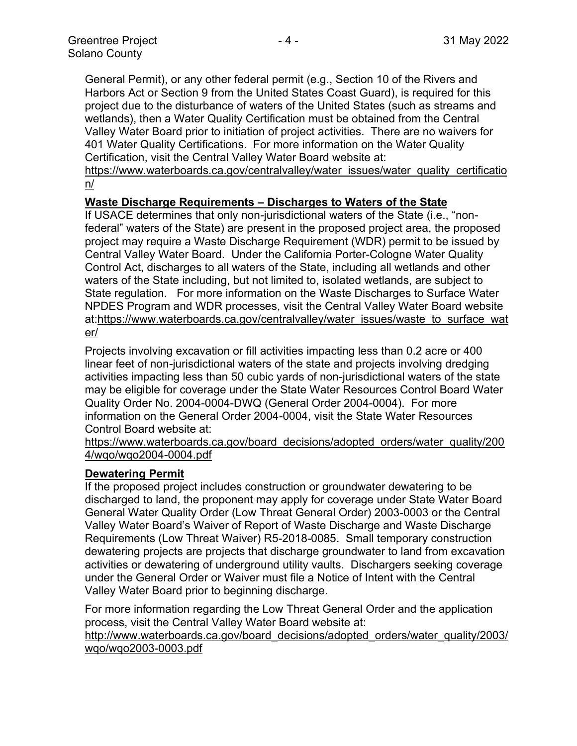General Permit), or any other federal permit (e.g., Section 10 of the Rivers and Harbors Act or Section 9 from the United States Coast Guard), is required for this project due to the disturbance of waters of the United States (such as streams and wetlands), then a Water Quality Certification must be obtained from the Central Valley Water Board prior to initiation of project activities. There are no waivers for 401 Water Quality Certifications. For more information on the Water Quality Certification, visit the Central Valley Water Board website at: https://www.waterboards.ca.gov/centralvalley/water_issues/water_quality_certification/

**Waste Discharge Requirements – Discharges to Waters of the State**

If USACE determines that only non-jurisdictional waters of the State (i.e., "non-federal" waters of the State) are present in the proposed project area, the proposed project may require a Waste Discharge Requirement (WDR) permit to be issued by Central Valley Water Board. Under the California Porter-Cologne Water Quality Control Act, discharges to all waters of the State, including all wetlands and other waters of the State including, but not limited to, isolated wetlands, are subject to State regulation. For more information on the Waste Discharges to Surface Water NPDES Program and WDR processes, visit the Central Valley Water Board website at:https://www.waterboards.ca.gov/centralvalley/water_issues/waste_to_surface_water/

Projects involving excavation or fill activities impacting less than 0.2 acre or 400 linear feet of non-jurisdictional waters of the state and projects involving dredging activities impacting less than 50 cubic yards of non-jurisdictional waters of the state may be eligible for coverage under the State Water Resources Control Board Water Quality Order No. 2004-0004-DWQ (General Order 2004-0004). For more information on the General Order 2004-0004, visit the State Water Resources Control Board website at: https://www.waterboards.ca.gov/board_decisions/adopted_orders/water_quality/2004/wqo/wqo2004-0004.pdf

**Dewatering Permit**

If the proposed project includes construction or groundwater dewatering to be discharged to land, the proponent may apply for coverage under State Water Board General Water Quality Order (Low Threat General Order) 2003-0003 or the Central Valley Water Board's Waiver of Report of Waste Discharge and Waste Discharge Requirements (Low Threat Waiver) R5-2018-0085. Small temporary construction dewatering projects are projects that discharge groundwater to land from excavation activities or dewatering of underground utility vaults. Dischargers seeking coverage under the General Order or Waiver must file a Notice of Intent with the Central Valley Water Board prior to beginning discharge.

For more information regarding the Low Threat General Order and the application process, visit the Central Valley Water Board website at: http://www.waterboards.ca.gov/board_decisions/adopted_orders/water_quality/2003/wqo/wqo2003-0003.pdf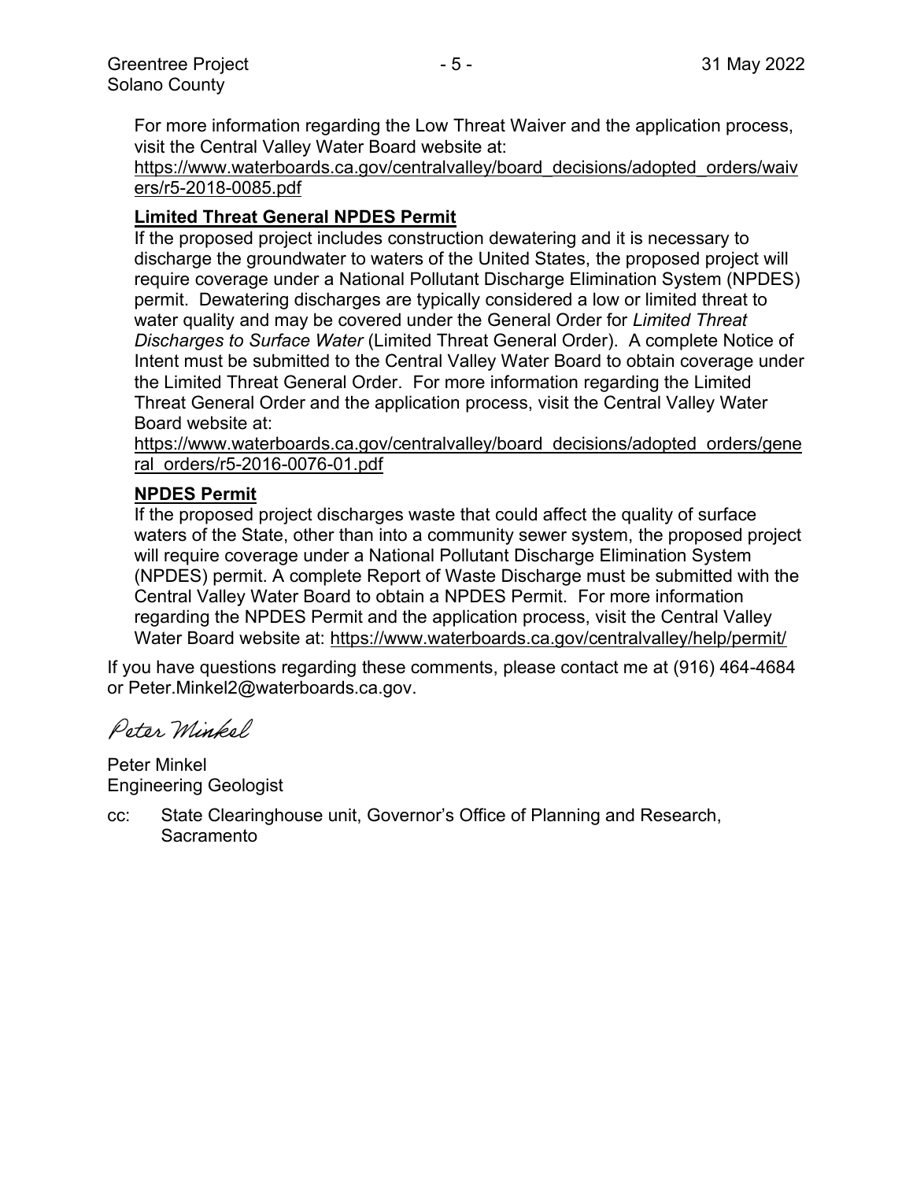For more information regarding the Low Threat Waiver and the application process, visit the Central Valley Water Board website at: https://www.waterboards.ca.gov/centralvalley/board_decisions/adopted_orders/waivers/r5-2018-0085.pdf

**Limited Threat General NPDES Permit**

If the proposed project includes construction dewatering and it is necessary to discharge the groundwater to waters of the United States, the proposed project will require coverage under a National Pollutant Discharge Elimination System (NPDES) permit. Dewatering discharges are typically considered a low or limited threat to water quality and may be covered under the General Order for *Limited Threat Discharges to Surface Water* (Limited Threat General Order). A complete Notice of Intent must be submitted to the Central Valley Water Board to obtain coverage under the Limited Threat General Order. For more information regarding the Limited Threat General Order and the application process, visit the Central Valley Water Board website at: https://www.waterboards.ca.gov/centralvalley/board_decisions/adopted_orders/general_orders/r5-2016-0076-01.pdf

**NPDES Permit**

If the proposed project discharges waste that could affect the quality of surface waters of the State, other than into a community sewer system, the proposed project will require coverage under a National Pollutant Discharge Elimination System (NPDES) permit. A complete Report of Waste Discharge must be submitted with the Central Valley Water Board to obtain a NPDES Permit. For more information regarding the NPDES Permit and the application process, visit the Central Valley Water Board website at: https://www.waterboards.ca.gov/centralvalley/help/permit/

If you have questions regarding these comments, please contact me at (916) 464-4684 or Peter.Minkel2@waterboards.ca.gov.

*Peter Minkel*

Peter Minkel
Engineering Geologist

cc: State Clearinghouse unit, Governor's Office of Planning and Research, Sacramento